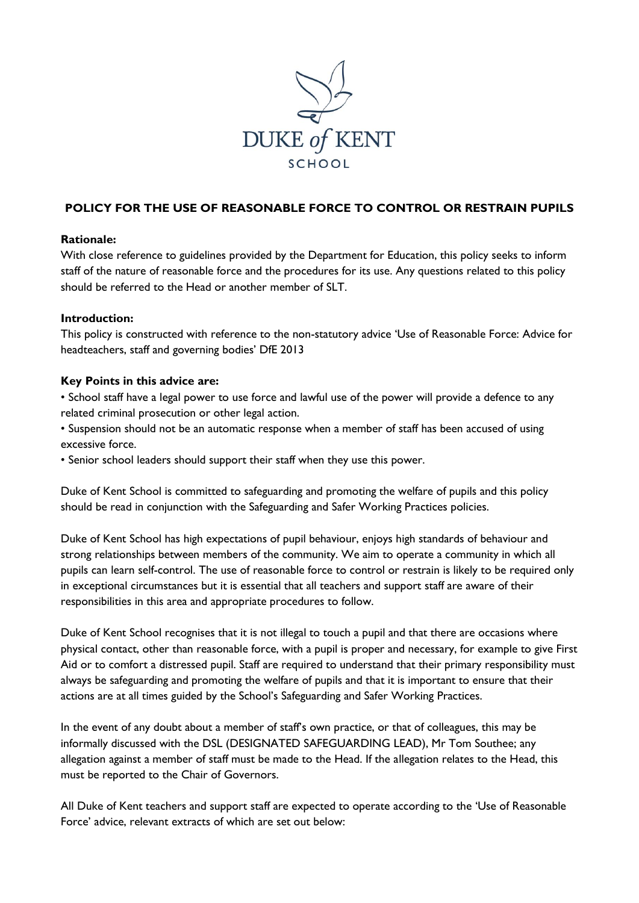DUKE *of* KENT
SCHOOL

# POLICY FOR THE USE OF REASONABLE FORCE TO CONTROL OR RESTRAIN PUPILS

**Rationale:**
With close reference to guidelines provided by the Department for Education, this policy seeks to inform staff of the nature of reasonable force and the procedures for its use. Any questions related to this policy should be referred to the Head or another member of SLT.

**Introduction:**
This policy is constructed with reference to the non-statutory advice 'Use of Reasonable Force: Advice for headteachers, staff and governing bodies' DfE 2013

**Key Points in this advice are:**

- School staff have a legal power to use force and lawful use of the power will provide a defence to any related criminal prosecution or other legal action.
- Suspension should not be an automatic response when a member of staff has been accused of using excessive force.
- Senior school leaders should support their staff when they use this power.

Duke of Kent School is committed to safeguarding and promoting the welfare of pupils and this policy should be read in conjunction with the Safeguarding and Safer Working Practices policies.

Duke of Kent School has high expectations of pupil behaviour, enjoys high standards of behaviour and strong relationships between members of the community. We aim to operate a community in which all pupils can learn self-control. The use of reasonable force to control or restrain is likely to be required only in exceptional circumstances but it is essential that all teachers and support staff are aware of their responsibilities in this area and appropriate procedures to follow.

Duke of Kent School recognises that it is not illegal to touch a pupil and that there are occasions where physical contact, other than reasonable force, with a pupil is proper and necessary, for example to give First Aid or to comfort a distressed pupil. Staff are required to understand that their primary responsibility must always be safeguarding and promoting the welfare of pupils and that it is important to ensure that their actions are at all times guided by the School's Safeguarding and Safer Working Practices.

In the event of any doubt about a member of staff's own practice, or that of colleagues, this may be informally discussed with the DSL (DESIGNATED SAFEGUARDING LEAD), Mr Tom Southee; any allegation against a member of staff must be made to the Head. If the allegation relates to the Head, this must be reported to the Chair of Governors.

All Duke of Kent teachers and support staff are expected to operate according to the 'Use of Reasonable Force' advice, relevant extracts of which are set out below: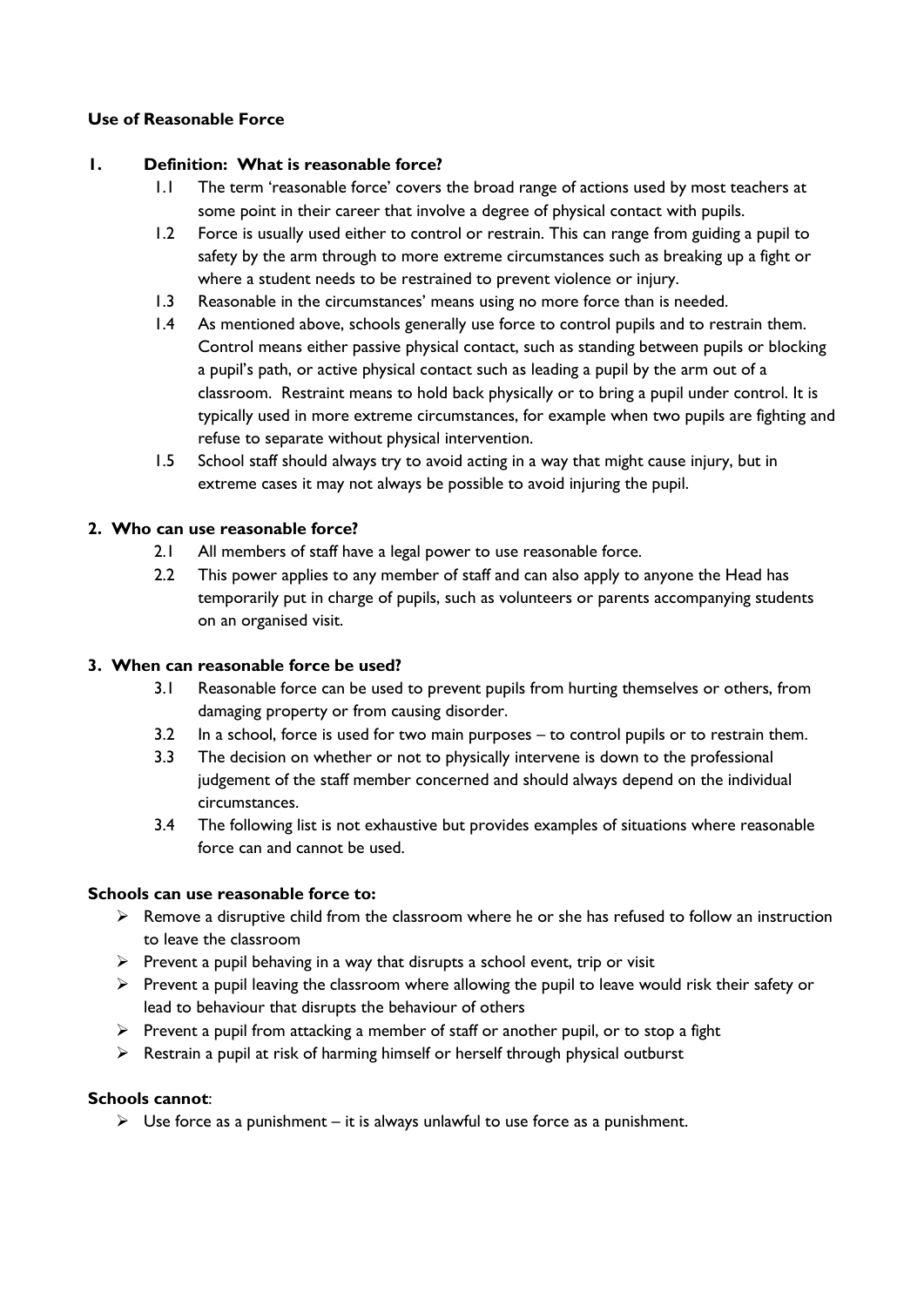**Use of Reasonable Force**

## 1. Definition: What is reasonable force?

1.1 The term 'reasonable force' covers the broad range of actions used by most teachers at some point in their career that involve a degree of physical contact with pupils.

1.2 Force is usually used either to control or restrain. This can range from guiding a pupil to safety by the arm through to more extreme circumstances such as breaking up a fight or where a student needs to be restrained to prevent violence or injury.

1.3 Reasonable in the circumstances' means using no more force than is needed.

1.4 As mentioned above, schools generally use force to control pupils and to restrain them. Control means either passive physical contact, such as standing between pupils or blocking a pupil's path, or active physical contact such as leading a pupil by the arm out of a classroom. Restraint means to hold back physically or to bring a pupil under control. It is typically used in more extreme circumstances, for example when two pupils are fighting and refuse to separate without physical intervention.

1.5 School staff should always try to avoid acting in a way that might cause injury, but in extreme cases it may not always be possible to avoid injuring the pupil.

## 2. Who can use reasonable force?

2.1 All members of staff have a legal power to use reasonable force.

2.2 This power applies to any member of staff and can also apply to anyone the Head has temporarily put in charge of pupils, such as volunteers or parents accompanying students on an organised visit.

## 3. When can reasonable force be used?

3.1 Reasonable force can be used to prevent pupils from hurting themselves or others, from damaging property or from causing disorder.

3.2 In a school, force is used for two main purposes – to control pupils or to restrain them.

3.3 The decision on whether or not to physically intervene is down to the professional judgement of the staff member concerned and should always depend on the individual circumstances.

3.4 The following list is not exhaustive but provides examples of situations where reasonable force can and cannot be used.

**Schools can use reasonable force to:**

- Remove a disruptive child from the classroom where he or she has refused to follow an instruction to leave the classroom
- Prevent a pupil behaving in a way that disrupts a school event, trip or visit
- Prevent a pupil leaving the classroom where allowing the pupil to leave would risk their safety or lead to behaviour that disrupts the behaviour of others
- Prevent a pupil from attacking a member of staff or another pupil, or to stop a fight
- Restrain a pupil at risk of harming himself or herself through physical outburst

**Schools cannot**:

- Use force as a punishment – it is always unlawful to use force as a punishment.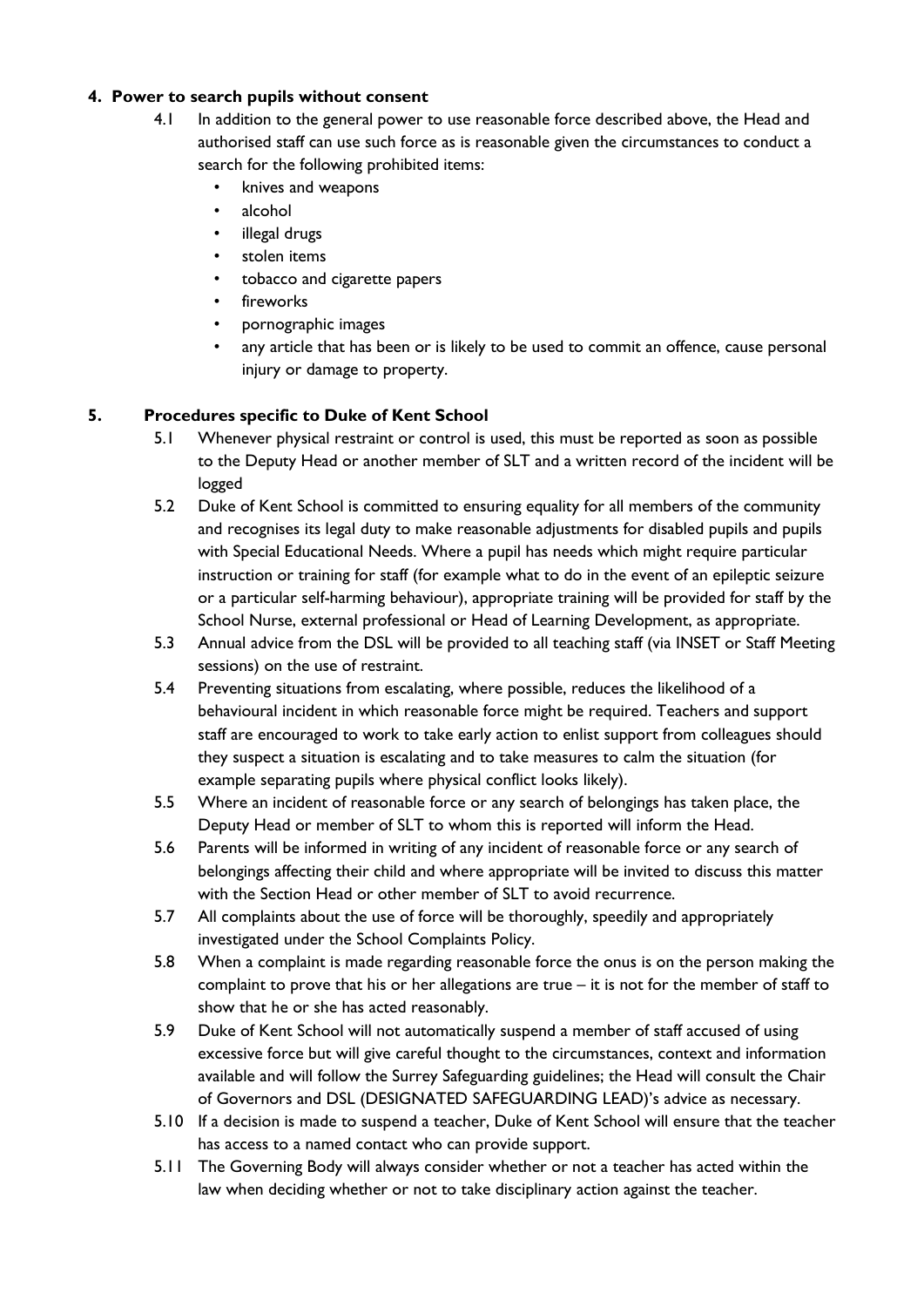## 4. Power to search pupils without consent

4.1 In addition to the general power to use reasonable force described above, the Head and authorised staff can use such force as is reasonable given the circumstances to conduct a search for the following prohibited items:

- knives and weapons
- alcohol
- illegal drugs
- stolen items
- tobacco and cigarette papers
- fireworks
- pornographic images
- any article that has been or is likely to be used to commit an offence, cause personal injury or damage to property.

## 5. Procedures specific to Duke of Kent School

5.1 Whenever physical restraint or control is used, this must be reported as soon as possible to the Deputy Head or another member of SLT and a written record of the incident will be logged

5.2 Duke of Kent School is committed to ensuring equality for all members of the community and recognises its legal duty to make reasonable adjustments for disabled pupils and pupils with Special Educational Needs. Where a pupil has needs which might require particular instruction or training for staff (for example what to do in the event of an epileptic seizure or a particular self-harming behaviour), appropriate training will be provided for staff by the School Nurse, external professional or Head of Learning Development, as appropriate.

5.3 Annual advice from the DSL will be provided to all teaching staff (via INSET or Staff Meeting sessions) on the use of restraint.

5.4 Preventing situations from escalating, where possible, reduces the likelihood of a behavioural incident in which reasonable force might be required. Teachers and support staff are encouraged to work to take early action to enlist support from colleagues should they suspect a situation is escalating and to take measures to calm the situation (for example separating pupils where physical conflict looks likely).

5.5 Where an incident of reasonable force or any search of belongings has taken place, the Deputy Head or member of SLT to whom this is reported will inform the Head.

5.6 Parents will be informed in writing of any incident of reasonable force or any search of belongings affecting their child and where appropriate will be invited to discuss this matter with the Section Head or other member of SLT to avoid recurrence.

5.7 All complaints about the use of force will be thoroughly, speedily and appropriately investigated under the School Complaints Policy.

5.8 When a complaint is made regarding reasonable force the onus is on the person making the complaint to prove that his or her allegations are true – it is not for the member of staff to show that he or she has acted reasonably.

5.9 Duke of Kent School will not automatically suspend a member of staff accused of using excessive force but will give careful thought to the circumstances, context and information available and will follow the Surrey Safeguarding guidelines; the Head will consult the Chair of Governors and DSL (DESIGNATED SAFEGUARDING LEAD)'s advice as necessary.

5.10 If a decision is made to suspend a teacher, Duke of Kent School will ensure that the teacher has access to a named contact who can provide support.

5.11 The Governing Body will always consider whether or not a teacher has acted within the law when deciding whether or not to take disciplinary action against the teacher.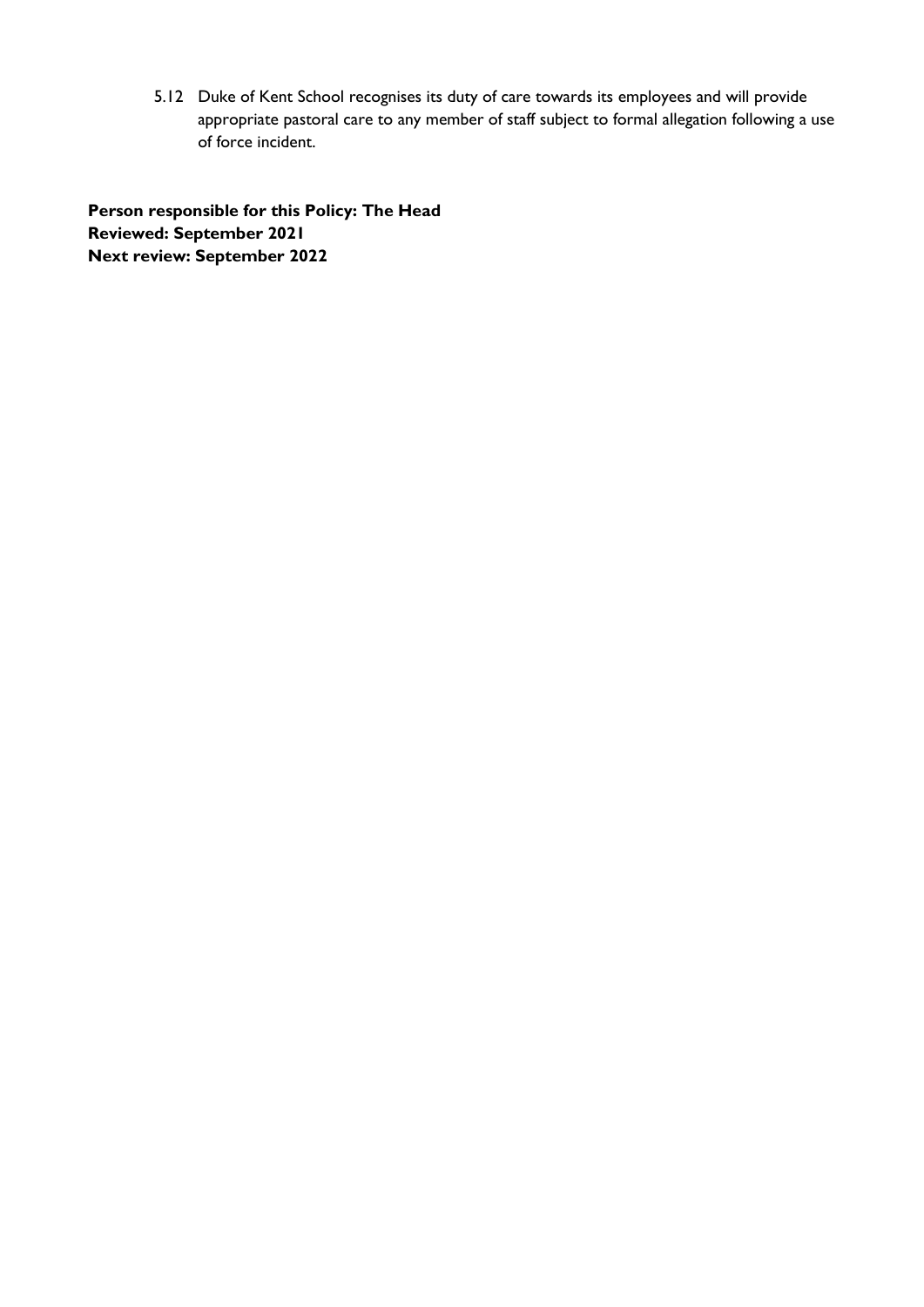5.12 Duke of Kent School recognises its duty of care towards its employees and will provide appropriate pastoral care to any member of staff subject to formal allegation following a use of force incident.

**Person responsible for this Policy: The Head**
**Reviewed: September 2021**
**Next review: September 2022**